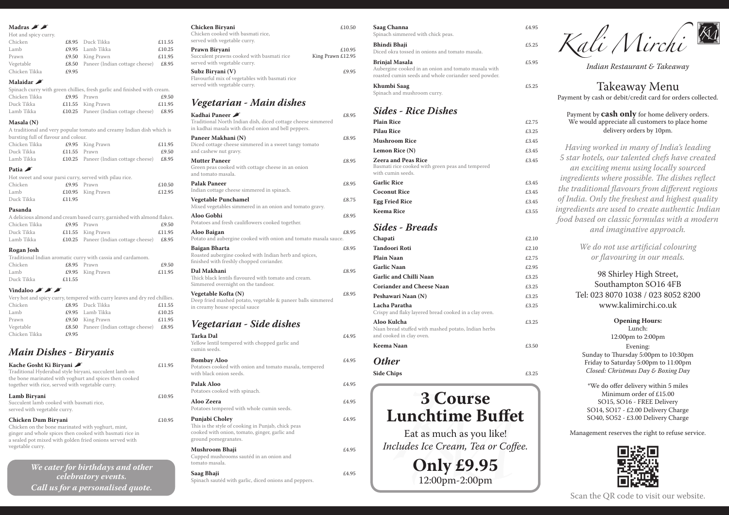# Kali Mirchi

*Indian Restaurant & Takeaway*

## Takeaway Menu

Payment by cash or debit/credit card for orders collected.

Payment by **cash only** for home delivery orders. We would appreciate all customers to place home delivery orders by 10pm.

*Having worked in many of India's leading 5 star hotels, our talented chefs have created an exciting menu using locally sourced ingredients where possible. The dishes reflect the traditional flavours from different regions of India. Only the freshest and highest quality ingredients are used to create authentic Indian food based on classic formulas with a modern and imaginative approach.*

*We do not use artificial colouring or flavouring in our meals.*

98 Shirley High Street,
Southampton SO16 4FB
Tel: 023 8070 1038 / 023 8052 8200
www.kalimirchi.co.uk

**Opening Hours:**
Lunch:
12:00pm to 2:00pm
Evening:
Sunday to Thursday 5:00pm to 10:30pm
Friday to Saturday 5:00pm to 11:00pm
*Closed: Christmas Day & Boxing Day*

*We do offer delivery within 5 miles
Minimum order of £15.00
SO15, SO16 - FREE Delivery
SO14, SO17 - £2.00 Delivery Charge
SO40, SO52 - £3.00 Delivery Charge

Management reserves the right to refuse service.

Scan the QR code to visit our website.

### Madras 🌶🌶

Hot and spicy curry.

| | | | |
|---|---|---|---|
| Chicken | £8.95 | Duck Tikka | £11.55 |
| Lamb | £9.95 | Lamb Tikka | £10.25 |
| Prawn | £9.50 | King Prawn | £11.95 |
| Vegetable | £8.50 | Paneer (Indian cottage cheese) | £8.95 |
| Chicken Tikka | £9.95 | | |

### Malaidar 🌶

Spinach curry with green chillies, fresh garlic and finished with cream.

| | | | |
|---|---|---|---|
| Chicken Tikka | £9.95 | Prawn | £9.50 |
| Duck Tikka | £11.55 | King Prawn | £11.95 |
| Lamb Tikka | £10.25 | Paneer (Indian cottage cheese) | £8.95 |

### Masala (N)

A traditional and very popular tomato and creamy Indian dish which is bursting full of flavour and colour.

| | | | |
|---|---|---|---|
| Chicken Tikka | £9.95 | King Prawn | £11.95 |
| Duck Tikka | £11.55 | Prawn | £9.50 |
| Lamb Tikka | £10.25 | Paneer (Indian cottage cheese) | £8.95 |

### Patia 🌶

Hot sweet and sour parsi curry, served with pilau rice.

| | | | |
|---|---|---|---|
| Chicken | £9.95 | Prawn | £10.50 |
| Lamb | £10.95 | King Prawn | £12.95 |
| Duck Tikka | £11.95 | | |

### Pasanda

A delicious almond and cream based curry, garnished with almond flakes.

| | | | |
|---|---|---|---|
| Chicken Tikka | £9.95 | Prawn | £9.50 |
| Duck Tikka | £11.55 | King Prawn | £11.95 |
| Lamb Tikka | £10.25 | Paneer (Indian cottage cheese) | £8.95 |

### Rogan Josh

Traditional Indian aromatic curry with cassia and cardamom.

| | | | |
|---|---|---|---|
| Chicken | £8.95 | Prawn | £9.50 |
| Lamb | £9.95 | King Prawn | £11.95 |
| Duck Tikka | £11.55 | | |

### Vindaloo 🌶🌶🌶

Very hot and spicy curry, tempered with curry leaves and dry red chillies.

| | | | |
|---|---|---|---|
| Chicken | £8.95 | Duck Tikka | £11.55 |
| Lamb | £9.95 | Lamb Tikka | £10.25 |
| Prawn | £9.50 | King Prawn | £11.95 |
| Vegetable | £8.50 | Paneer (Indian cottage cheese) | £8.95 |
| Chicken Tikka | £9.95 | | |

## Main Dishes - Biryanis

**Kache Gosht Ki Biryani** 🌶 — £11.95
Traditional Hyderabad style biryani, succulent lamb on the bone marinated with yoghurt and spices then cooked together with rice, served with vegetable curry.

**Lamb Biryani** — £10.95
Succulent lamb cooked with basmati rice, served with vegetable curry.

**Chicken Dum Biryani** — £10.95
Chicken on the bone marinated with yoghurt, mint, ginger and whole spices then cooked with basmati rice in a sealed pot mixed with golden fried onions served with vegetable curry.

**Chicken Biryani** — £10.50
Chicken cooked with basmati rice, served with vegetable curry.

**Prawn Biryani** — £10.95 / King Prawn £12.95
Succulent prawns cooked with basmati rice served with vegetable curry.

**Subz Biryani (V)** — £9.95
Flavourful mix of vegetables with basmati rice served with vegetable curry.

*We cater for birthdays and other celebratory events.*
*Call us for a personalised quote.*

## Vegetarian - Main dishes

**Kadhai Paneer** 🌶 — £8.95
Traditional North Indian dish, diced cottage cheese simmered in kadhai masala with diced onion and bell peppers.

**Paneer Makhani (N)** — £8.95
Diced cottage cheese simmered in a sweet tangy tomato and cashew nut gravy.

**Mutter Paneer** — £8.95
Green peas cooked with cottage cheese in an onion and tomato masala.

**Palak Paneer** — £8.95
Indian cottage cheese simmered in spinach.

**Vegetable Punchamel** — £8.75
Mixed vegetables simmered in an onion and tomato gravy.

**Aloo Gobhi** — £8.95
Potatoes and fresh cauliflowers cooked together.

**Aloo Baigan** — £8.95
Potato and aubergine cooked with onion and tomato masala sauce.

**Baigan Bharta** — £8.95
Roasted aubergine cooked with Indian herb and spices, finished with freshly chopped coriander.

**Dal Makhani** — £8.95
Thick black lentils flavoured with tomato and cream. Simmered overnight on the tandoor.

**Vegetable Kofta (N)** — £8.95
Deep fried mashed potato, vegetable & paneer balls simmered in creamy house special sauce

## Vegetarian - Side dishes

**Tarka Dal** — £4.95
Yellow lentil tempered with chopped garlic and cumin seeds.

**Bombay Aloo** — £4.95
Potatoes cooked with onion and tomato masala, tempered with black onion seeds.

**Palak Aloo** — £4.95
Potatoes cooked with spinach.

**Aloo Zeera** — £4.95
Potatoes tempered with whole cumin seeds.

**Punjabi Choley** — £4.95
This is the style of cooking in Punjab, chick peas cooked with onion, tomato, ginger, garlic and ground pomegranates.

**Mushroom Bhaji** — £4.95
Cupped mushrooms sautéd in an onion and tomato masala.

**Saag Bhaji** — £4.95
Spinach sautéd with garlic, diced onions and peppers.

**Saag Channa** — £4.95
Spinach simmered with chick peas.

**Bhindi Bhaji** — £5.25
Diced okra tossed in onions and tomato masala.

**Brinjal Masala** — £5.95
Aubergine cooked in an onion and tomato masala with roasted cumin seeds and whole coriander seed powder.

**Khumbi Saag** — £5.25
Spinach and mushroom curry.

## Sides - Rice Dishes

| | |
|---|---|
| **Plain Rice** | £2.75 |
| **Pilau Rice** | £3.25 |
| **Mushroom Rice** | £3.45 |
| **Lemon Rice (N)** | £3.45 |
| **Zeera and Peas Rice** — Basmati rice cooked with green peas and tempered with cumin seeds. | £3.45 |
| **Garlic Rice** | £3.45 |
| **Coconut Rice** | £3.45 |
| **Egg Fried Rice** | £3.45 |
| **Keema Rice** | £3.55 |

## Sides - Breads

| | |
|---|---|
| **Chapati** | £2.10 |
| **Tandoori Roti** | £2.10 |
| **Plain Naan** | £2.75 |
| **Garlic Naan** | £2.95 |
| **Garlic and Chilli Naan** | £3.25 |
| **Coriander and Cheese Naan** | £3.25 |
| **Peshawari Naan (N)** | £3.25 |
| **Lacha Paratha** — Crispy and flaky layered bread cooked in a clay oven. | £3.25 |
| **Aloo Kulcha** — Naan bread stuffed with mashed potato, Indian herbs and cooked in clay oven. | £3.25 |
| **Keema Naan** | £3.50 |

## Other

| | |
|---|---|
| **Side Chips** | £3.25 |

## 3 Course Lunchtime Buffet

Eat as much as you like!
*Includes Ice Cream, Tea or Coffee.*

**Only £9.95**
12:00pm-2:00pm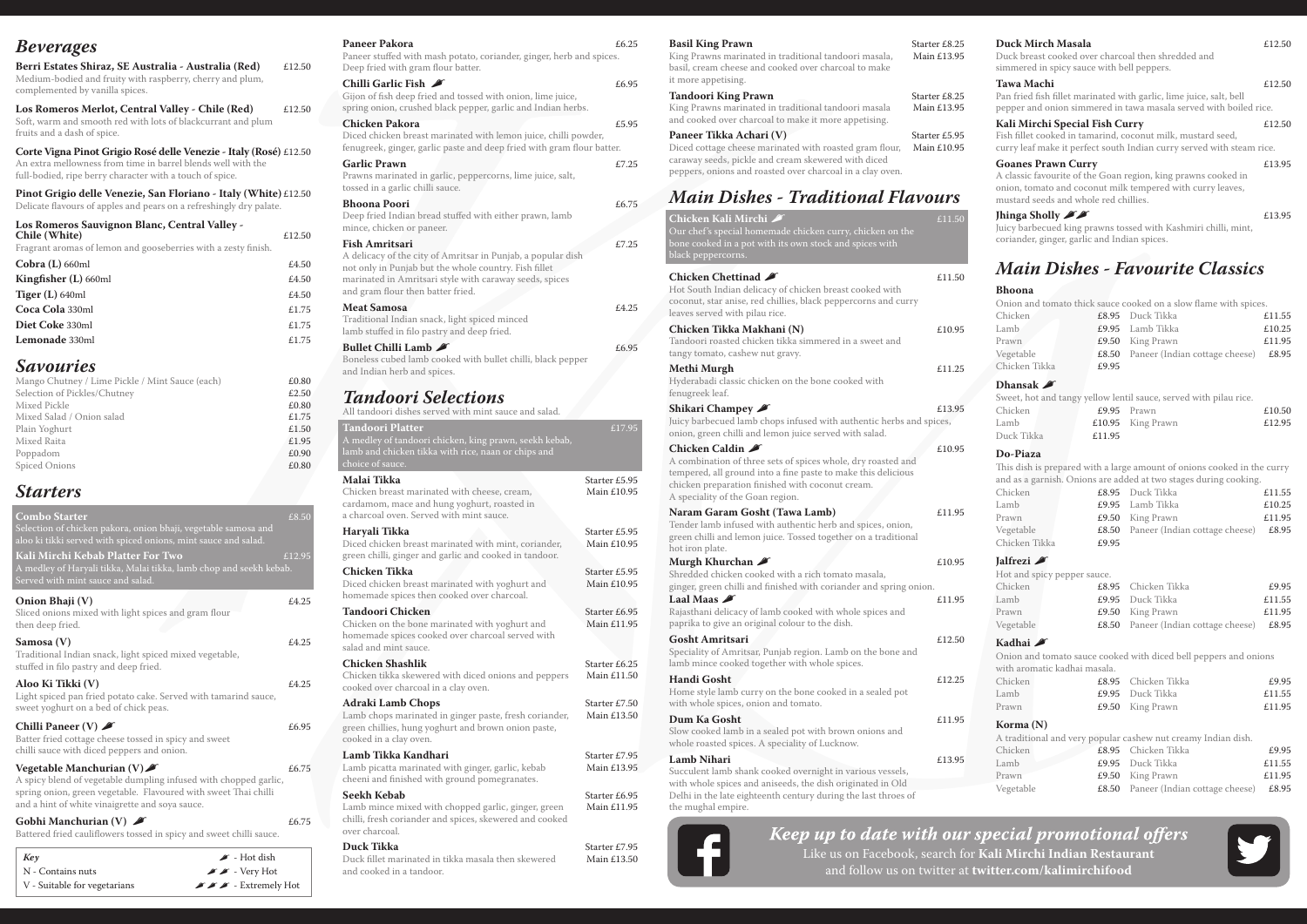## *Beverages*

**Berri Estates Shiraz, SE Australia - Australia (Red)** £12.50
Medium-bodied and fruity with raspberry, cherry and plum, complemented by vanilla spices.

**Los Romeros Merlot, Central Valley - Chile (Red)** £12.50
Soft, warm and smooth red with lots of blackcurrant and plum fruits and a dash of spice.

**Corte Vigna Pinot Grigio Rosé delle Venezie - Italy (Rosé)** £12.50
An extra mellowness from time in barrel blends well with the full-bodied, ripe berry character with a touch of spice.

**Pinot Grigio delle Venezie, San Floriano - Italy (White)** £12.50
Delicate flavours of apples and pears on a refreshingly dry palate.

**Los Romeros Sauvignon Blanc, Central Valley - Chile (White)** £12.50
Fragrant aromas of lemon and gooseberries with a zesty finish.

| | |
|---|---|
| **Cobra (L)** 660ml | £4.50 |
| **Kingfisher (L)** 660ml | £4.50 |
| **Tiger (L)** 640ml | £4.50 |
| **Coca Cola** 330ml | £1.75 |
| **Diet Coke** 330ml | £1.75 |
| **Lemonade** 330ml | £1.75 |

## *Savouries*

| | |
|---|---|
| Mango Chutney / Lime Pickle / Mint Sauce (each) | £0.80 |
| Selection of Pickles/Chutney | £2.50 |
| Mixed Pickle | £0.80 |
| Mixed Salad / Onion salad | £1.75 |
| Plain Yoghurt | £1.50 |
| Mixed Raita | £1.95 |
| Poppadom | £0.90 |
| Spiced Onions | £0.80 |

## *Starters*

**Combo Starter** £8.50
Selection of chicken pakora, onion bhaji, vegetable samosa and aloo ki tikki served with spiced onions, mint sauce and salad.

**Kali Mirchi Kebab Platter For Two** £12.95
A medley of Haryali tikka, Malai tikka, lamb chop and seekh kebab. Served with mint sauce and salad.

**Onion Bhaji (V)** £4.25
Sliced onions mixed with light spices and gram flour then deep fried.

**Samosa (V)** £4.25
Traditional Indian snack, light spiced mixed vegetable, stuffed in filo pastry and deep fried.

**Aloo Ki Tikki (V)** £4.25
Light spiced pan fried potato cake. Served with tamarind sauce, sweet yoghurt on a bed of chick peas.

**Chilli Paneer (V)** 🌶 £6.95
Batter fried cottage cheese tossed in spicy and sweet chilli sauce with diced peppers and onion.

**Vegetable Manchurian (V)** 🌶 £6.75
A spicy blend of vegetable dumpling infused with chopped garlic, spring onion, green vegetable. Flavoured with sweet Thai chilli and a hint of white vinaigrette and soya sauce.

**Gobhi Manchurian (V)** 🌶 £6.75
Battered fried cauliflowers tossed in spicy and sweet chilli sauce.

**Paneer Pakora** £6.25
Paneer stuffed with mash potato, coriander, ginger, herb and spices. Deep fried with gram flour batter.

**Chilli Garlic Fish** 🌶 £6.95
Gijon of fish deep fried and tossed with onion, lime juice, spring onion, crushed black pepper, garlic and Indian herbs.

**Chicken Pakora** £5.95
Diced chicken breast marinated with lemon juice, chilli powder, fenugreek, ginger, garlic paste and deep fried with gram flour batter.

**Garlic Prawn** £7.25
Prawns marinated in garlic, peppercorns, lime juice, salt, tossed in a garlic chilli sauce.

**Bhoona Poori** £6.75
Deep fried Indian bread stuffed with either prawn, lamb mince, chicken or paneer.

**Fish Amritsari** £7.25
A delicacy of the city of Amritsar in Punjab, a popular dish not only in Punjab but the whole country. Fish fillet marinated in Amritsari style with caraway seeds, spices and gram flour then batter fried.

**Meat Samosa** £4.25
Traditional Indian snack, light spiced minced lamb stuffed in filo pastry and deep fried.

**Bullet Chilli Lamb** 🌶 £6.95
Boneless cubed lamb cooked with bullet chilli, black pepper and Indian herb and spices.

| *Key* | |
|---|---|
| N - Contains nuts | 🌶 - Hot dish |
| V - Suitable for vegetarians | 🌶🌶 - Very Hot |
| | 🌶🌶🌶 - Extremely Hot |

## *Tandoori Selections*

All tandoori dishes served with mint sauce and salad.

**Tandoori Platter** £17.95
A medley of tandoori chicken, king prawn, seekh kebab, lamb and chicken tikka with rice, naan or chips and choice of sauce.

**Malai Tikka** Starter £5.95 / Main £10.95
Chicken breast marinated with cheese, cream, cardamom, mace and hung yoghurt, roasted in a charcoal oven. Served with mint sauce.

**Haryali Tikka** Starter £5.95 / Main £10.95
Diced chicken breast marinated with mint, coriander, green chilli, ginger and garlic and cooked in tandoor.

**Chicken Tikka** Starter £5.95 / Main £10.95
Diced chicken breast marinated with yoghurt and homemade spices then cooked over charcoal.

**Tandoori Chicken** Starter £6.95 / Main £11.95
Chicken on the bone marinated with yoghurt and homemade spices cooked over charcoal served with salad and mint sauce.

**Chicken Shashlik** Starter £6.25 / Main £11.50
Chicken tikka skewered with diced onions and peppers cooked over charcoal in a clay oven.

**Adraki Lamb Chops** Starter £7.50 / Main £13.50
Lamb chops marinated in ginger paste, fresh coriander, green chillies, hung yoghurt and brown onion paste, cooked in a clay oven.

**Lamb Tikka Kandhari** Starter £7.95 / Main £13.95
Lamb picatta marinated with ginger, garlic, kebab cheeni and finished with ground pomegranates.

**Seekh Kebab** Starter £6.95 / Main £11.95
Lamb mince mixed with chopped garlic, ginger, green chilli, fresh coriander and spices, skewered and cooked over charcoal.

**Duck Tikka** Starter £7.95 / Main £13.50
Duck fillet marinated in tikka masala then skewered and cooked in a tandoor.

**Basil King Prawn** Starter £8.25 / Main £13.95
King Prawns marinated in traditional tandoori masala, basil, cream cheese and cooked over charcoal to make it more appetising.

**Tandoori King Prawn** Starter £8.25 / Main £13.95
King Prawns marinated in traditional tandoori masala and cooked over charcoal to make it more appetising.

**Paneer Tikka Achari (V)** Starter £5.95 / Main £10.95
Diced cottage cheese marinated with roasted gram flour, caraway seeds, pickle and cream skewered with diced peppers, onions and roasted over charcoal in a clay oven.

## *Main Dishes - Traditional Flavours*

**Chicken Kali Mirchi** 🌶 £11.50
Our chef's special homemade chicken curry, chicken on the bone cooked in a pot with its own stock and spices with black peppercorns.

**Chicken Chettinad** 🌶 £11.50
Hot South Indian delicacy of chicken breast cooked with coconut, star anise, red chillies, black peppercorns and curry leaves served with pilau rice.

**Chicken Tikka Makhani (N)** £10.95
Tandoori roasted chicken tikka simmered in a sweet and tangy tomato, cashew nut gravy.

**Methi Murgh** £11.25
Hyderabadi classic chicken on the bone cooked with fenugreek leaf.

**Shikari Champey** 🌶 £13.95
Juicy barbecued lamb chops infused with authentic herbs and spices, onion, green chilli and lemon juice served with salad.

**Chicken Caldin** 🌶 £10.95
A combination of three sets of spices whole, dry roasted and tempered, all ground into a fine paste to make this delicious chicken preparation finished with coconut cream. A speciality of the Goan region.

**Naram Garam Gosht (Tawa Lamb)** £11.95
Tender lamb infused with authentic herb and spices, onion, green chilli and lemon juice. Tossed together on a traditional hot iron plate.

**Murgh Khurchan** 🌶 £10.95
Shredded chicken cooked with a rich tomato masala, ginger, green chilli and finished with coriander and spring onion.

**Laal Maas** 🌶 £11.95
Rajasthani delicacy of lamb cooked with whole spices and paprika to give an original colour to the dish.

**Gosht Amritsari** £12.50
Speciality of Amritsar, Punjab region. Lamb on the bone and lamb mince cooked together with whole spices.

**Handi Gosht** £12.25
Home style lamb curry on the bone cooked in a sealed pot with whole spices, onion and tomato.

**Dum Ka Gosht** £11.95
Slow cooked lamb in a sealed pot with brown onions and whole roasted spices. A speciality of Lucknow.

**Lamb Nihari** £13.95
Succulent lamb shank cooked overnight in various vessels, with whole spices and aniseeds, the dish originated in Old Delhi in the late eighteenth century during the last throes of the mughal empire.

**Duck Mirch Masala** £12.50
Duck breast cooked over charcoal then shredded and simmered in spicy sauce with bell peppers.

**Tawa Machi** £12.50
Pan fried fish fillet marinated with garlic, lime juice, salt, bell pepper and onion simmered in tawa masala served with boiled rice.

**Kali Mirchi Special Fish Curry** £12.50
Fish fillet cooked in tamarind, coconut milk, mustard seed, curry leaf make it perfect south Indian curry served with steam rice.

**Goanes Prawn Curry** £13.95
A classic favourite of the Goan region, king prawns cooked in onion, tomato and coconut milk tempered with curry leaves, mustard seeds and whole red chillies.

**Jhinga Sholly** 🌶🌶 £13.95
Juicy barbecued king prawns tossed with Kashmiri chilli, mint, coriander, ginger, garlic and Indian spices.

## *Main Dishes - Favourite Classics*

### Bhoona

Onion and tomato thick sauce cooked on a slow flame with spices.

| | | | |
|---|---|---|---|
| Chicken | £8.95 | Duck Tikka | £11.55 |
| Lamb | £9.95 | Lamb Tikka | £10.25 |
| Prawn | £9.50 | King Prawn | £11.95 |
| Vegetable | £8.50 | Paneer (Indian cottage cheese) | £8.95 |
| Chicken Tikka | £9.95 | | |

### Dhansak 🌶

Sweet, hot and tangy yellow lentil sauce, served with pilau rice.

| | | | |
|---|---|---|---|
| Chicken | £9.95 | Prawn | £10.50 |
| Lamb | £10.95 | King Prawn | £12.95 |
| Duck Tikka | £11.95 | | |

### Do-Piaza

This dish is prepared with a large amount of onions cooked in the curry and as a garnish. Onions are added at two stages during cooking.

| | | | |
|---|---|---|---|
| Chicken | £8.95 | Duck Tikka | £11.55 |
| Lamb | £9.95 | Lamb Tikka | £10.25 |
| Prawn | £9.50 | King Prawn | £11.95 |
| Vegetable | £8.50 | Paneer (Indian cottage cheese) | £8.95 |
| Chicken Tikka | £9.95 | | |

### Jalfrezi 🌶

Hot and spicy pepper sauce.

| | | | |
|---|---|---|---|
| Chicken | £8.95 | Chicken Tikka | £9.95 |
| Lamb | £9.95 | Duck Tikka | £11.55 |
| Prawn | £9.50 | King Prawn | £11.95 |
| Vegetable | £8.50 | Paneer (Indian cottage cheese) | £8.95 |

### Kadhai 🌶

Onion and tomato sauce cooked with diced bell peppers and onions with aromatic kadhai masala.

| | | | |
|---|---|---|---|
| Chicken | £8.95 | Chicken Tikka | £9.95 |
| Lamb | £9.95 | Duck Tikka | £11.55 |
| Prawn | £9.50 | King Prawn | £11.95 |

### Korma (N)

A traditional and very popular cashew nut creamy Indian dish.

| | | | |
|---|---|---|---|
| Chicken | £8.95 | Chicken Tikka | £9.95 |
| Lamb | £9.95 | Duck Tikka | £11.55 |
| Prawn | £9.50 | King Prawn | £11.95 |
| Vegetable | £8.50 | Paneer (Indian cottage cheese) | £8.95 |

*Keep up to date with our special promotional offers*

Like us on Facebook, search for **Kali Mirchi Indian Restaurant** and follow us on twitter at **twitter.com/kalimirchifood**